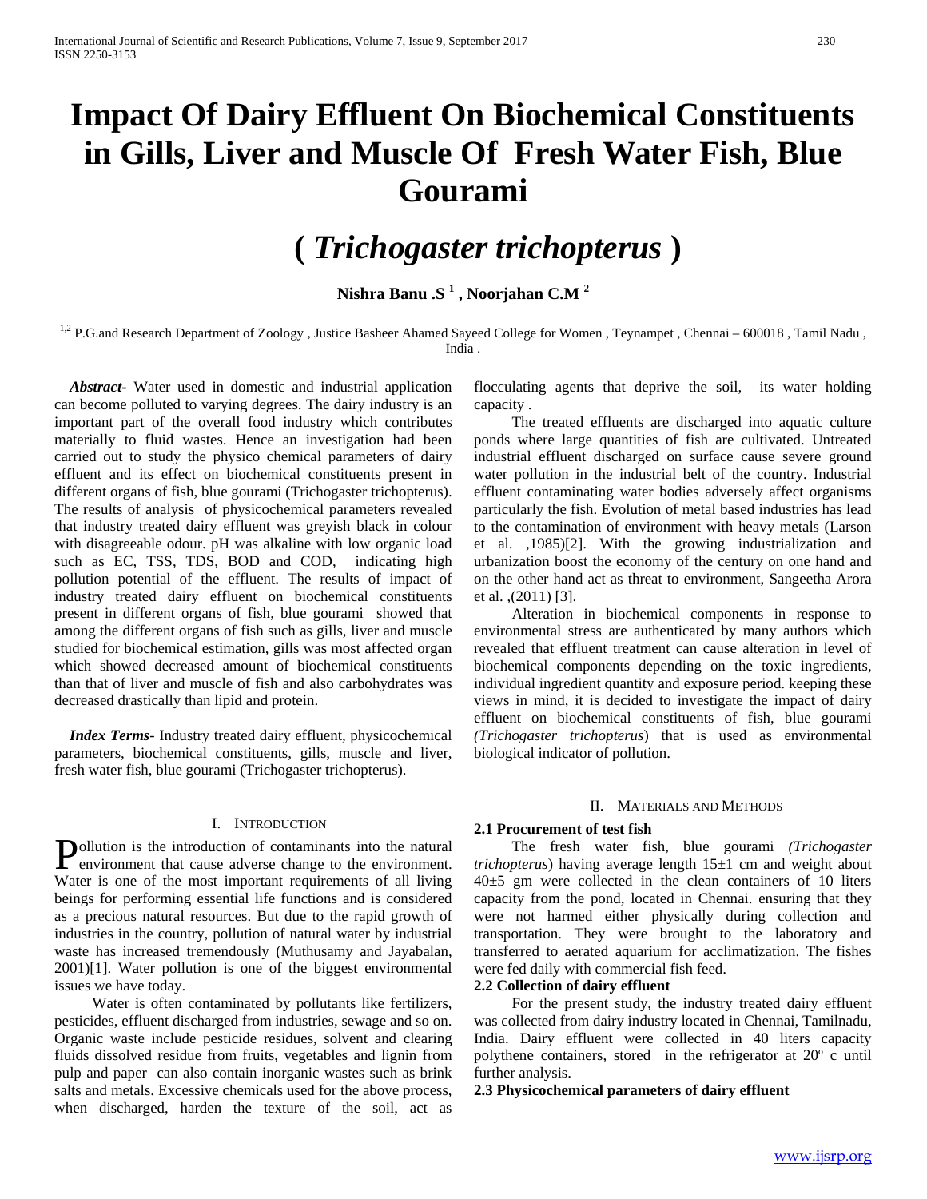# Impact Of Dairy Effluent On Biochemical Constituents in Gills, Liver and Muscle Of Fresh Water Fish, Blue Gourami

# ( *Trichogaster trichopterus* )

**Nishra Banu .S [1] , Noorjahan C.M [2]**

[1,2] P.G.and Research Department of Zoology , Justice Basheer Ahamed Sayeed College for Women , Teynampet , Chennai – 600018 , Tamil Nadu , India .

***Abstract***- Water used in domestic and industrial application can become polluted to varying degrees. The dairy industry is an important part of the overall food industry which contributes materially to fluid wastes. Hence an investigation had been carried out to study the physico chemical parameters of dairy effluent and its effect on biochemical constituents present in different organs of fish, blue gourami (Trichogaster trichopterus). The results of analysis of physicochemical parameters revealed that industry treated dairy effluent was greyish black in colour with disagreeable odour. pH was alkaline with low organic load such as EC, TSS, TDS, BOD and COD, indicating high pollution potential of the effluent. The results of impact of industry treated dairy effluent on biochemical constituents present in different organs of fish, blue gourami showed that among the different organs of fish such as gills, liver and muscle studied for biochemical estimation, gills was most affected organ which showed decreased amount of biochemical constituents than that of liver and muscle of fish and also carbohydrates was decreased drastically than lipid and protein.

***Index Terms***- Industry treated dairy effluent, physicochemical parameters, biochemical constituents, gills, muscle and liver, fresh water fish, blue gourami (Trichogaster trichopterus).

## I. Introduction

Pollution is the introduction of contaminants into the natural environment that cause adverse change to the environment. Water is one of the most important requirements of all living beings for performing essential life functions and is considered as a precious natural resources. But due to the rapid growth of industries in the country, pollution of natural water by industrial waste has increased tremendously (Muthusamy and Jayabalan, 2001)[1]. Water pollution is one of the biggest environmental issues we have today.

Water is often contaminated by pollutants like fertilizers, pesticides, effluent discharged from industries, sewage and so on. Organic waste include pesticide residues, solvent and clearing fluids dissolved residue from fruits, vegetables and lignin from pulp and paper can also contain inorganic wastes such as brink salts and metals. Excessive chemicals used for the above process, when discharged, harden the texture of the soil, act as flocculating agents that deprive the soil, its water holding capacity .

The treated effluents are discharged into aquatic culture ponds where large quantities of fish are cultivated. Untreated industrial effluent discharged on surface cause severe ground water pollution in the industrial belt of the country. Industrial effluent contaminating water bodies adversely affect organisms particularly the fish. Evolution of metal based industries has lead to the contamination of environment with heavy metals (Larson et al. ,1985)[2]. With the growing industrialization and urbanization boost the economy of the century on one hand and on the other hand act as threat to environment, Sangeetha Arora et al. ,(2011) [3].

Alteration in biochemical components in response to environmental stress are authenticated by many authors which revealed that effluent treatment can cause alteration in level of biochemical components depending on the toxic ingredients, individual ingredient quantity and exposure period. keeping these views in mind, it is decided to investigate the impact of dairy effluent on biochemical constituents of fish, blue gourami *(Trichogaster trichopterus*) that is used as environmental biological indicator of pollution.

## II. Materials and Methods

### 2.1 Procurement of test fish

The fresh water fish, blue gourami *(Trichogaster trichopterus*) having average length 15±1 cm and weight about 40±5 gm were collected in the clean containers of 10 liters capacity from the pond, located in Chennai. ensuring that they were not harmed either physically during collection and transportation. They were brought to the laboratory and transferred to aerated aquarium for acclimatization. The fishes were fed daily with commercial fish feed.

### 2.2 Collection of dairy effluent

For the present study, the industry treated dairy effluent was collected from dairy industry located in Chennai, Tamilnadu, India. Dairy effluent were collected in 40 liters capacity polythene containers, stored in the refrigerator at 20º c until further analysis.

### 2.3 Physicochemical parameters of dairy effluent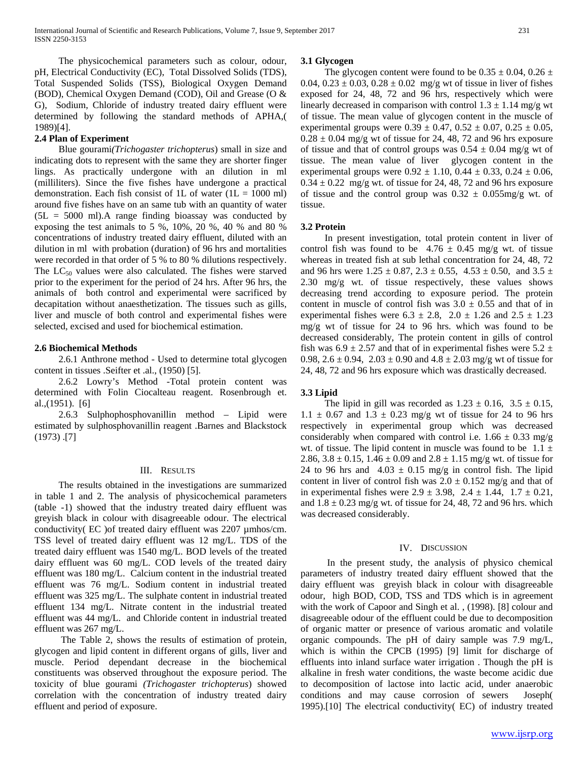The physicochemical parameters such as colour, odour, pH, Electrical Conductivity (EC), Total Dissolved Solids (TDS), Total Suspended Solids (TSS), Biological Oxygen Demand (BOD), Chemical Oxygen Demand (COD), Oil and Grease (O & G), Sodium, Chloride of industry treated dairy effluent were determined by following the standard methods of APHA,( 1989)[4].

### 2.4 Plan of Experiment

Blue gourami(*Trichogaster trichopterus*) small in size and indicating dots to represent with the same they are shorter finger lings. As practically undergone with an dilution in ml (milliliters). Since the five fishes have undergone a practical demonstration. Each fish consist of 1L of water (1L = 1000 ml) around five fishes have on an same tub with an quantity of water (5L = 5000 ml).A range finding bioassay was conducted by exposing the test animals to 5 %, 10%, 20 %, 40 % and 80 % concentrations of industry treated dairy effluent, diluted with an dilution in ml with probation (duration) of 96 hrs and mortalities were recorded in that order of 5 % to 80 % dilutions respectively. The $LC_{50}$ values were also calculated. The fishes were starved prior to the experiment for the period of 24 hrs. After 96 hrs, the animals of both control and experimental were sacrificed by decapitation without anaesthetization. The tissues such as gills, liver and muscle of both control and experimental fishes were selected, excised and used for biochemical estimation.

### 2.6 Biochemical Methods

2.6.1 Anthrone method - Used to determine total glycogen content in tissues .Seifter et .al., (1950) [5].

2.6.2 Lowry's Method -Total protein content was determined with Folin Ciocalteau reagent. Rosenbrough et. al.,(1951). [6]

2.6.3 Sulphophosphovanillin method – Lipid were estimated by sulphosphovanillin reagent .Barnes and Blackstock (1973) .[7]

## III. Results

The results obtained in the investigations are summarized in table 1 and 2. The analysis of physicochemical parameters (table -1) showed that the industry treated dairy effluent was greyish black in colour with disagreeable odour. The electrical conductivity( EC )of treated dairy effluent was 2207 µmhos/cm. TSS level of treated dairy effluent was 12 mg/L. TDS of the treated dairy effluent was 1540 mg/L. BOD levels of the treated dairy effluent was 60 mg/L. COD levels of the treated dairy effluent was 180 mg/L. Calcium content in the industrial treated effluent was 76 mg/L. Sodium content in industrial treated effluent was 325 mg/L. The sulphate content in industrial treated effluent 134 mg/L. Nitrate content in the industrial treated effluent was 44 mg/L. and Chloride content in industrial treated effluent was 267 mg/L.

The Table 2, shows the results of estimation of protein, glycogen and lipid content in different organs of gills, liver and muscle. Period dependant decrease in the biochemical constituents was observed throughout the exposure period. The toxicity of blue gourami (*Trichogaster trichopterus*) showed correlation with the concentration of industry treated dairy effluent and period of exposure.

### 3.1 Glycogen

The glycogen content were found to be $0.35 \pm 0.04$, $0.26 \pm 0.04$, $0.23 \pm 0.03$, $0.28 \pm 0.02$ mg/g wt of tissue in liver of fishes exposed for 24, 48, 72 and 96 hrs, respectively which were linearly decreased in comparison with control $1.3 \pm 1.14$ mg/g wt of tissue. The mean value of glycogen content in the muscle of experimental groups were $0.39 \pm 0.47$, $0.52 \pm 0.07$, $0.25 \pm 0.05$, $0.28 \pm 0.04$ mg/g wt of tissue for 24, 48, 72 and 96 hrs exposure of tissue and that of control groups was $0.54 \pm 0.04$ mg/g wt of tissue. The mean value of liver glycogen content in the experimental groups were $0.92 \pm 1.10$, $0.44 \pm 0.33$, $0.24 \pm 0.06$, $0.34 \pm 0.22$ mg/g wt. of tissue for 24, 48, 72 and 96 hrs exposure of tissue and the control group was $0.32 \pm 0.055$mg/g wt. of tissue.

### 3.2 Protein

In present investigation, total protein content in liver of control fish was found to be $4.76 \pm 0.45$ mg/g wt. of tissue whereas in treated fish at sub lethal concentration for 24, 48, 72 and 96 hrs were $1.25 \pm 0.87$, $2.3 \pm 0.55$, $4.53 \pm 0.50$, and $3.5 \pm 2.30$ mg/g wt. of tissue respectively, these values shows decreasing trend according to exposure period. The protein content in muscle of control fish was $3.0 \pm 0.55$ and that of in experimental fishes were $6.3 \pm 2.8$, $2.0 \pm 1.26$ and $2.5 \pm 1.23$ mg/g wt of tissue for 24 to 96 hrs. which was found to be decreased considerably, The protein content in gills of control fish was $6.9 \pm 2.57$ and that of in experimental fishes were $5.2 \pm 0.98$, $2.6 \pm 0.94$, $2.03 \pm 0.90$ and $4.8 \pm 2.03$ mg/g wt of tissue for 24, 48, 72 and 96 hrs exposure which was drastically decreased.

### 3.3 Lipid

The lipid in gill was recorded as $1.23 \pm 0.16$, $3.5 \pm 0.15$, $1.1 \pm 0.67$ and $1.3 \pm 0.23$ mg/g wt of tissue for 24 to 96 hrs respectively in experimental group which was decreased considerably when compared with control i.e. $1.66 \pm 0.33$ mg/g wt. of tissue. The lipid content in muscle was found to be $1.1 \pm 2.86$, $3.8 \pm 0.15$, $1.46 \pm 0.09$ and $2.8 \pm 1.15$ mg/g wt. of tissue for 24 to 96 hrs and $4.03 \pm 0.15$ mg/g in control fish. The lipid content in liver of control fish was $2.0 \pm 0.152$ mg/g and that of in experimental fishes were $2.9 \pm 3.98$, $2.4 \pm 1.44$, $1.7 \pm 0.21$, and $1.8 \pm 0.23$ mg/g wt. of tissue for 24, 48, 72 and 96 hrs. which was decreased considerably.

## IV. Discussion

In the present study, the analysis of physico chemical parameters of industry treated dairy effluent showed that the dairy effluent was greyish black in colour with disagreeable odour, high BOD, COD, TSS and TDS which is in agreement with the work of Capoor and Singh et al. , (1998). [8] colour and disagreeable odour of the effluent could be due to decomposition of organic matter or presence of various aromatic and volatile organic compounds. The pH of dairy sample was 7.9 mg/L, which is within the CPCB (1995) [9] limit for discharge of effluents into inland surface water irrigation . Though the pH is alkaline in fresh water conditions, the waste become acidic due to decomposition of lactose into lactic acid, under anaerobic conditions and may cause corrosion of sewers Joseph( 1995).[10] The electrical conductivity( EC) of industry treated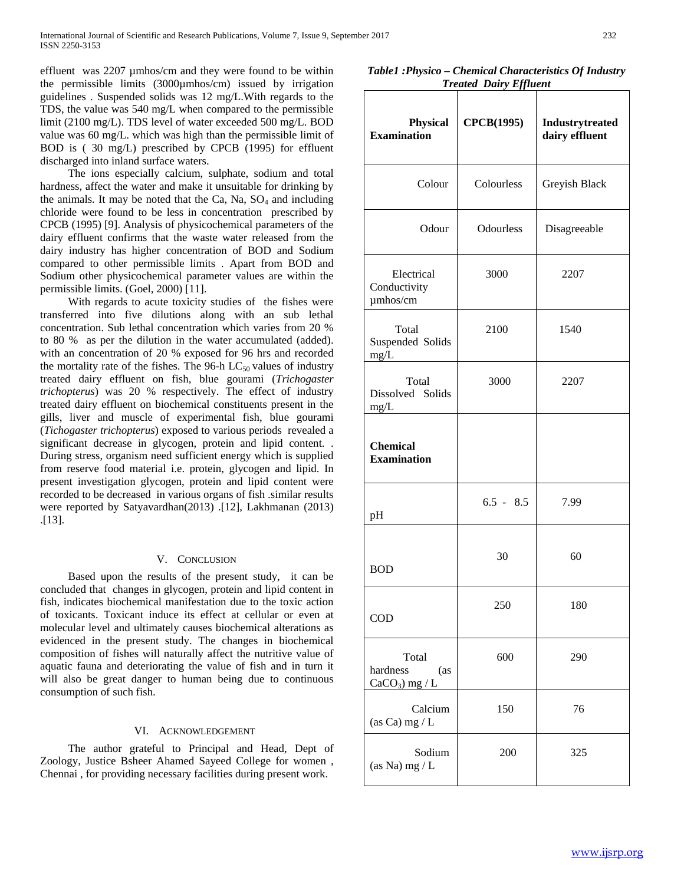effluent was 2207 µmhos/cm and they were found to be within the permissible limits (3000µmhos/cm) issued by irrigation guidelines . Suspended solids was 12 mg/L.With regards to the TDS, the value was 540 mg/L when compared to the permissible limit (2100 mg/L). TDS level of water exceeded 500 mg/L. BOD value was 60 mg/L. which was high than the permissible limit of BOD is ( 30 mg/L) prescribed by CPCB (1995) for effluent discharged into inland surface waters.

The ions especially calcium, sulphate, sodium and total hardness, affect the water and make it unsuitable for drinking by the animals. It may be noted that the Ca, Na, $SO_4$ and including chloride were found to be less in concentration prescribed by CPCB (1995) [9]. Analysis of physicochemical parameters of the dairy effluent confirms that the waste water released from the dairy industry has higher concentration of BOD and Sodium compared to other permissible limits . Apart from BOD and Sodium other physicochemical parameter values are within the permissible limits. (Goel, 2000) [11].

With regards to acute toxicity studies of the fishes were transferred into five dilutions along with an sub lethal concentration. Sub lethal concentration which varies from 20 % to 80 % as per the dilution in the water accumulated (added). with an concentration of 20 % exposed for 96 hrs and recorded the mortality rate of the fishes. The 96-h $LC_{50}$ values of industry treated dairy effluent on fish, blue gourami (*Trichogaster trichopterus*) was 20 % respectively. The effect of industry treated dairy effluent on biochemical constituents present in the gills, liver and muscle of experimental fish, blue gourami (*Tichogaster trichopterus*) exposed to various periods revealed a significant decrease in glycogen, protein and lipid content. . During stress, organism need sufficient energy which is supplied from reserve food material i.e. protein, glycogen and lipid. In present investigation glycogen, protein and lipid content were recorded to be decreased in various organs of fish .similar results were reported by Satyavardhan(2013) .[12], Lakhmanan (2013) .[13].

## V. Conclusion

Based upon the results of the present study, it can be concluded that changes in glycogen, protein and lipid content in fish, indicates biochemical manifestation due to the toxic action of toxicants. Toxicant induce its effect at cellular or even at molecular level and ultimately causes biochemical alterations as evidenced in the present study. The changes in biochemical composition of fishes will naturally affect the nutritive value of aquatic fauna and deteriorating the value of fish and in turn it will also be great danger to human being due to continuous consumption of such fish.

## VI. Acknowledgement

The author grateful to Principal and Head, Dept of Zoology, Justice Bsheer Ahamed Sayeed College for women , Chennai , for providing necessary facilities during present work.

***Table1 :Physico – Chemical Characteristics Of Industry Treated Dairy Effluent***

| **Physical Examination** | **CPCB(1995)** | **Industrytreated dairy effluent** |
|---|---|---|
| Colour | Colourless | Greyish Black |
| Odour | Odourless | Disagreeable |
| Electrical Conductivity µmhos/cm | 3000 | 2207 |
| Total Suspended Solids mg/L | 2100 | 1540 |
| Total Dissolved Solids mg/L | 3000 | 2207 |
| **Chemical Examination** | | |
| pH | 6.5 - 8.5 | 7.99 |
| BOD | 30 | 60 |
| COD | 250 | 180 |
| Total hardness (as $CaCO_3$) mg / L | 600 | 290 |
| Calcium (as Ca) mg / L | 150 | 76 |
| Sodium (as Na) mg / L | 200 | 325 |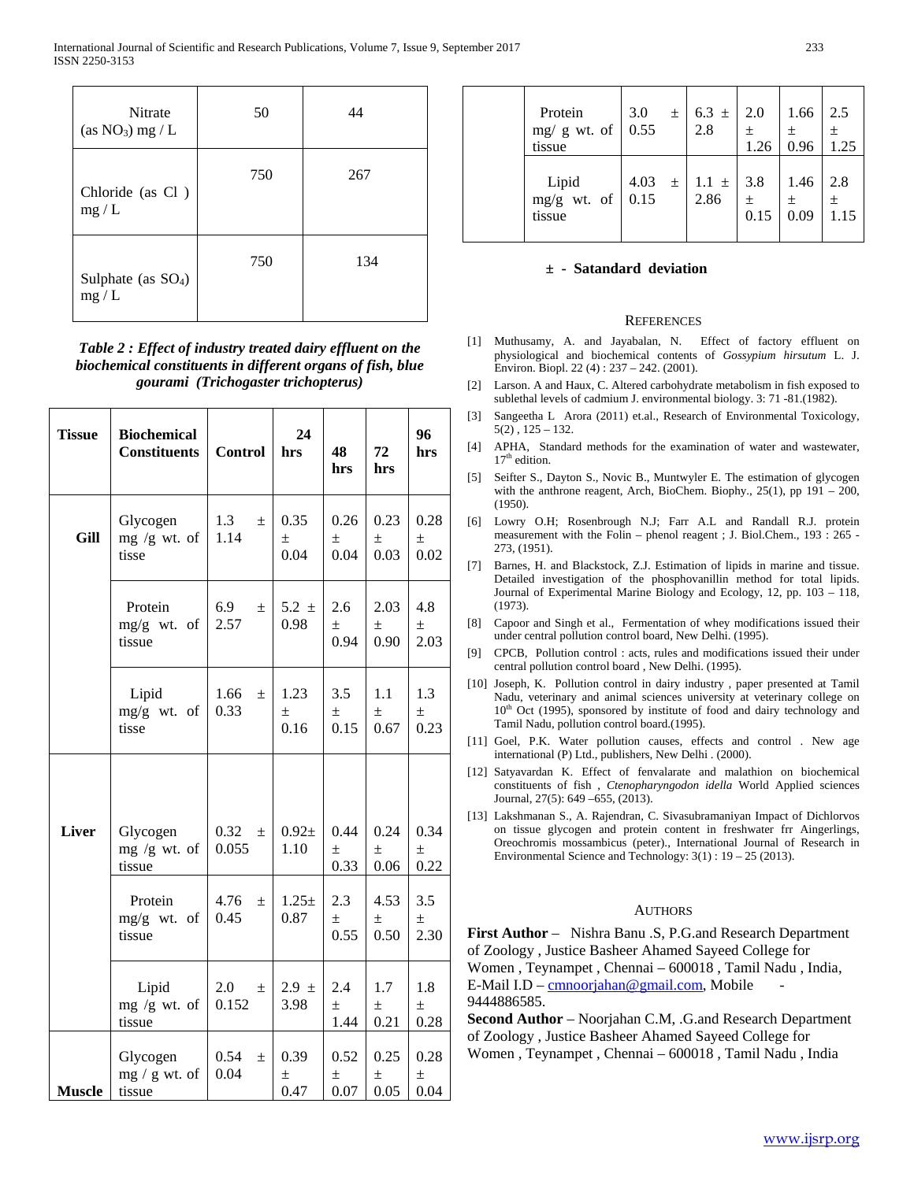| Nitrate (as $NO_3$) mg / L | 50 | 44 |
|---|---|---|
| Chloride (as Cl ) mg / L | 750 | 267 |
| Sulphate (as $SO_4$) mg / L | 750 | 134 |

***Table 2 : Effect of industry treated dairy effluent on the biochemical constituents in different organs of fish, blue gourami (Trichogaster trichopterus)***

| Tissue | Biochemical Constituents | Control | 24 hrs | 48 hrs | 72 hrs | 96 hrs |
|---|---|---|---|---|---|---|
| **Gill** | Glycogen mg /g wt. of tisse | 1.3 ± 1.14 | 0.35 ± 0.04 | 0.26 ± 0.04 | 0.23 ± 0.03 | 0.28 ± 0.02 |
| | Protein mg/g wt. of tissue | 6.9 ± 2.57 | 5.2 ± 0.98 | 2.6 ± 0.94 | 2.03 ± 0.90 | 4.8 ± 2.03 |
| | Lipid mg/g wt. of tisse | 1.66 ± 0.33 | 1.23 ± 0.16 | 3.5 ± 0.15 | 1.1 ± 0.67 | 1.3 ± 0.23 |
| **Liver** | Glycogen mg /g wt. of tissue | 0.32 ± 0.055 | 0.92± 1.10 | 0.44 ± 0.33 | 0.24 ± 0.06 | 0.34 ± 0.22 |
| | Protein mg/g wt. of tissue | 4.76 ± 0.45 | 1.25± 0.87 | 2.3 ± 0.55 | 4.53 ± 0.50 | 3.5 ± 2.30 |
| | Lipid mg /g wt. of tissue | 2.0 ± 0.152 | 2.9 ± 3.98 | 2.4 ± 1.44 | 1.7 ± 0.21 | 1.8 ± 0.28 |
| **Muscle** | Glycogen mg / g wt. of tissue | 0.54 ± 0.04 | 0.39 ± 0.47 | 0.52 ± 0.07 | 0.25 ± 0.05 | 0.28 ± 0.04 |
| | Protein mg/ g wt. of tissue | 3.0 ± 0.55 | 6.3 ± 2.8 | 2.0 ± 1.26 | 1.66 ± 0.96 | 2.5 ± 1.25 |
| | Lipid mg/g wt. of tissue | 4.03 ± 0.15 | 1.1 ± 2.86 | 3.8 ± 0.15 | 1.46 ± 0.09 | 2.8 ± 1.15 |

**± - Satandard deviation**

## REFERENCES

[1] Muthusamy, A. and Jayabalan, N. Effect of factory effluent on physiological and biochemical contents of *Gossypium hirsutum* L. J. Environ. Biopl. 22 (4) : 237 – 242. (2001).

[2] Larson. A and Haux, C. Altered carbohydrate metabolism in fish exposed to sublethal levels of cadmium J. environmental biology. 3: 71 -81.(1982).

[3] Sangeetha L Arora (2011) et.al., Research of Environmental Toxicology, 5(2) , 125 – 132.

[4] APHA, Standard methods for the examination of water and wastewater, 17th edition.

[5] Seifter S., Dayton S., Novic B., Muntwyler E. The estimation of glycogen with the anthrone reagent, Arch, BioChem. Biophy., 25(1), pp 191 – 200, (1950).

[6] Lowry O.H; Rosenbrough N.J; Farr A.L and Randall R.J. protein measurement with the Folin – phenol reagent ; J. Biol.Chem., 193 : 265 - 273, (1951).

[7] Barnes, H. and Blackstock, Z.J. Estimation of lipids in marine and tissue. Detailed investigation of the phosphovanillin method for total lipids. Journal of Experimental Marine Biology and Ecology, 12, pp. 103 – 118, (1973).

[8] Capoor and Singh et al., Fermentation of whey modifications issued their under central pollution control board, New Delhi. (1995).

[9] CPCB, Pollution control : acts, rules and modifications issued their under central pollution control board , New Delhi. (1995).

[10] Joseph, K. Pollution control in dairy industry , paper presented at Tamil Nadu, veterinary and animal sciences university at veterinary college on 10th Oct (1995), sponsored by institute of food and dairy technology and Tamil Nadu, pollution control board.(1995).

[11] Goel, P.K. Water pollution causes, effects and control . New age international (P) Ltd., publishers, New Delhi . (2000).

[12] Satyavardan K. Effect of fenvalarate and malathion on biochemical constituents of fish , *Ctenopharyngodon idella* World Applied sciences Journal, 27(5): 649 –655, (2013).

[13] Lakshmanan S., A. Rajendran, C. Sivasubramaniyan Impact of Dichlorvos on tissue glycogen and protein content in freshwater frr Aingerlings, Oreochromis mossambicus (peter)., International Journal of Research in Environmental Science and Technology: 3(1) : 19 – 25 (2013).

## AUTHORS

**First Author** – Nishra Banu .S, P.G.and Research Department of Zoology , Justice Basheer Ahamed Sayeed College for Women , Teynampet , Chennai – 600018 , Tamil Nadu , India, E-Mail I.D – cmnoorjahan@gmail.com, Mobile - 9444886585.

**Second Author** – Noorjahan C.M, .G.and Research Department of Zoology , Justice Basheer Ahamed Sayeed College for Women , Teynampet , Chennai – 600018 , Tamil Nadu , India